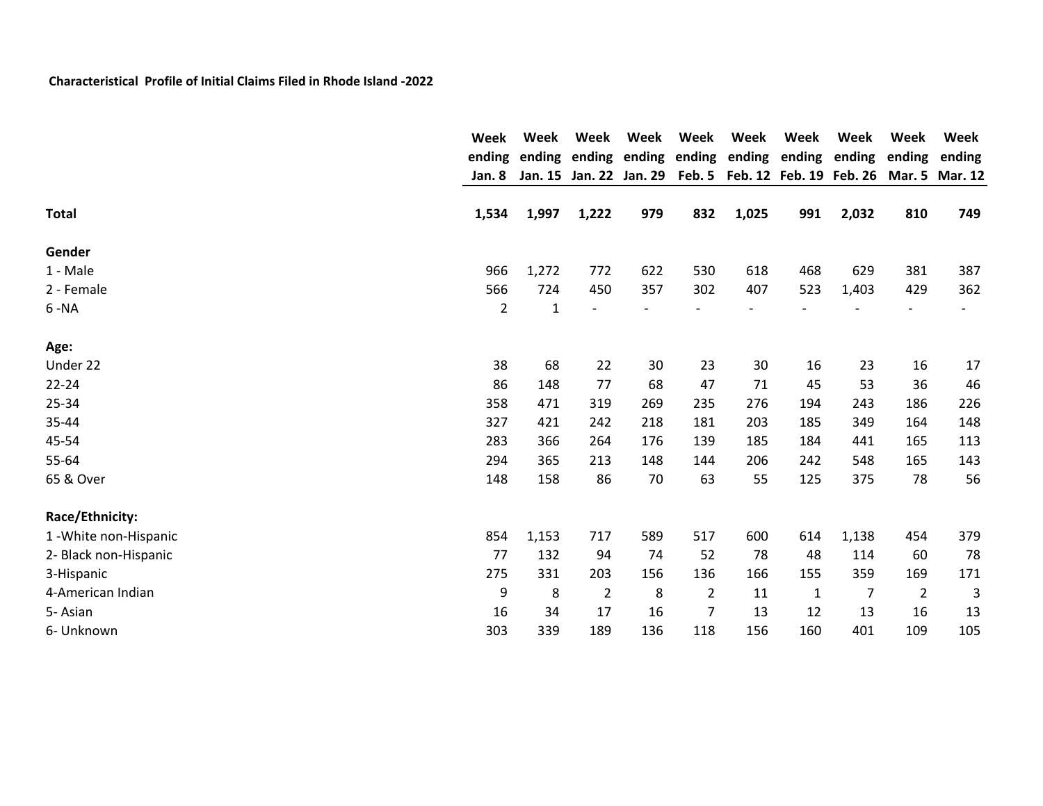**Characteristical Profile of Initial Claims Filed in Rhode Island -2022**

| | Week ending Jan. 8 | Week ending Jan. 15 | Week ending Jan. 22 | Week ending Jan. 29 | Week ending Feb. 5 | Week ending Feb. 12 | Week ending Feb. 19 | Week ending Feb. 26 | Week ending Mar. 5 | Week ending Mar. 12 |
|---|---|---|---|---|---|---|---|---|---|---|
| **Total** | **1,534** | **1,997** | **1,222** | **979** | **832** | **1,025** | **991** | **2,032** | **810** | **749** |
| **Gender** | | | | | | | | | | |
| 1 - Male | 966 | 1,272 | 772 | 622 | 530 | 618 | 468 | 629 | 381 | 387 |
| 2 - Female | 566 | 724 | 450 | 357 | 302 | 407 | 523 | 1,403 | 429 | 362 |
| 6 -NA | 2 | 1 | - | - | - | - | - | - | - | - |
| **Age:** | | | | | | | | | | |
| Under 22 | 38 | 68 | 22 | 30 | 23 | 30 | 16 | 23 | 16 | 17 |
| 22-24 | 86 | 148 | 77 | 68 | 47 | 71 | 45 | 53 | 36 | 46 |
| 25-34 | 358 | 471 | 319 | 269 | 235 | 276 | 194 | 243 | 186 | 226 |
| 35-44 | 327 | 421 | 242 | 218 | 181 | 203 | 185 | 349 | 164 | 148 |
| 45-54 | 283 | 366 | 264 | 176 | 139 | 185 | 184 | 441 | 165 | 113 |
| 55-64 | 294 | 365 | 213 | 148 | 144 | 206 | 242 | 548 | 165 | 143 |
| 65 & Over | 148 | 158 | 86 | 70 | 63 | 55 | 125 | 375 | 78 | 56 |
| **Race/Ethnicity:** | | | | | | | | | | |
| 1 -White non-Hispanic | 854 | 1,153 | 717 | 589 | 517 | 600 | 614 | 1,138 | 454 | 379 |
| 2- Black non-Hispanic | 77 | 132 | 94 | 74 | 52 | 78 | 48 | 114 | 60 | 78 |
| 3-Hispanic | 275 | 331 | 203 | 156 | 136 | 166 | 155 | 359 | 169 | 171 |
| 4-American Indian | 9 | 8 | 2 | 8 | 2 | 11 | 1 | 7 | 2 | 3 |
| 5- Asian | 16 | 34 | 17 | 16 | 7 | 13 | 12 | 13 | 16 | 13 |
| 6- Unknown | 303 | 339 | 189 | 136 | 118 | 156 | 160 | 401 | 109 | 105 |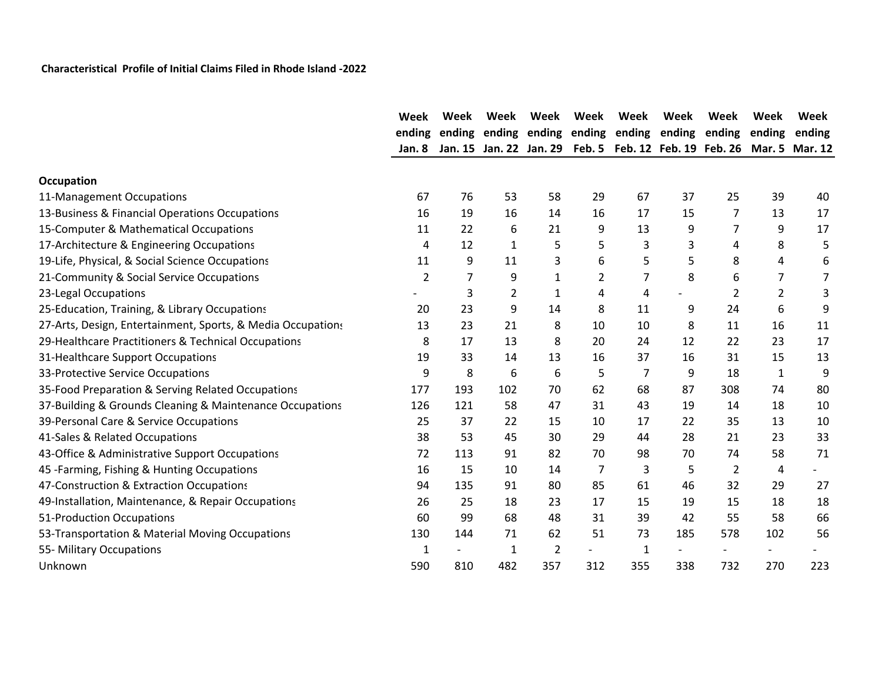**Characteristical Profile of Initial Claims Filed in Rhode Island -2022**

| | Week ending Jan. 8 | Week ending Jan. 15 | Week ending Jan. 22 | Week ending Jan. 29 | Week ending Feb. 5 | Week ending Feb. 12 | Week ending Feb. 19 | Week ending Feb. 26 | Week ending Mar. 5 | Week ending Mar. 12 |
|---|---|---|---|---|---|---|---|---|---|---|
| **Occupation** | | | | | | | | | | |
| 11-Management Occupations | 67 | 76 | 53 | 58 | 29 | 67 | 37 | 25 | 39 | 40 |
| 13-Business & Financial Operations Occupations | 16 | 19 | 16 | 14 | 16 | 17 | 15 | 7 | 13 | 17 |
| 15-Computer & Mathematical Occupations | 11 | 22 | 6 | 21 | 9 | 13 | 9 | 7 | 9 | 17 |
| 17-Architecture & Engineering Occupations | 4 | 12 | 1 | 5 | 5 | 3 | 3 | 4 | 8 | 5 |
| 19-Life, Physical, & Social Science Occupations | 11 | 9 | 11 | 3 | 6 | 5 | 5 | 8 | 4 | 6 |
| 21-Community & Social Service Occupations | 2 | 7 | 9 | 1 | 2 | 7 | 8 | 6 | 7 | 7 |
| 23-Legal Occupations | - | 3 | 2 | 1 | 4 | 4 | - | 2 | 2 | 3 |
| 25-Education, Training, & Library Occupations | 20 | 23 | 9 | 14 | 8 | 11 | 9 | 24 | 6 | 9 |
| 27-Arts, Design, Entertainment, Sports, & Media Occupations | 13 | 23 | 21 | 8 | 10 | 10 | 8 | 11 | 16 | 11 |
| 29-Healthcare Practitioners & Technical Occupations | 8 | 17 | 13 | 8 | 20 | 24 | 12 | 22 | 23 | 17 |
| 31-Healthcare Support Occupations | 19 | 33 | 14 | 13 | 16 | 37 | 16 | 31 | 15 | 13 |
| 33-Protective Service Occupations | 9 | 8 | 6 | 6 | 5 | 7 | 9 | 18 | 1 | 9 |
| 35-Food Preparation & Serving Related Occupations | 177 | 193 | 102 | 70 | 62 | 68 | 87 | 308 | 74 | 80 |
| 37-Building & Grounds Cleaning & Maintenance Occupations | 126 | 121 | 58 | 47 | 31 | 43 | 19 | 14 | 18 | 10 |
| 39-Personal Care & Service Occupations | 25 | 37 | 22 | 15 | 10 | 17 | 22 | 35 | 13 | 10 |
| 41-Sales & Related Occupations | 38 | 53 | 45 | 30 | 29 | 44 | 28 | 21 | 23 | 33 |
| 43-Office & Administrative Support Occupations | 72 | 113 | 91 | 82 | 70 | 98 | 70 | 74 | 58 | 71 |
| 45 -Farming, Fishing & Hunting Occupations | 16 | 15 | 10 | 14 | 7 | 3 | 5 | 2 | 4 | - |
| 47-Construction & Extraction Occupations | 94 | 135 | 91 | 80 | 85 | 61 | 46 | 32 | 29 | 27 |
| 49-Installation, Maintenance, & Repair Occupations | 26 | 25 | 18 | 23 | 17 | 15 | 19 | 15 | 18 | 18 |
| 51-Production Occupations | 60 | 99 | 68 | 48 | 31 | 39 | 42 | 55 | 58 | 66 |
| 53-Transportation & Material Moving Occupations | 130 | 144 | 71 | 62 | 51 | 73 | 185 | 578 | 102 | 56 |
| 55- Military Occupations | 1 | - | 1 | 2 | - | 1 | - | - | - | - |
| Unknown | 590 | 810 | 482 | 357 | 312 | 355 | 338 | 732 | 270 | 223 |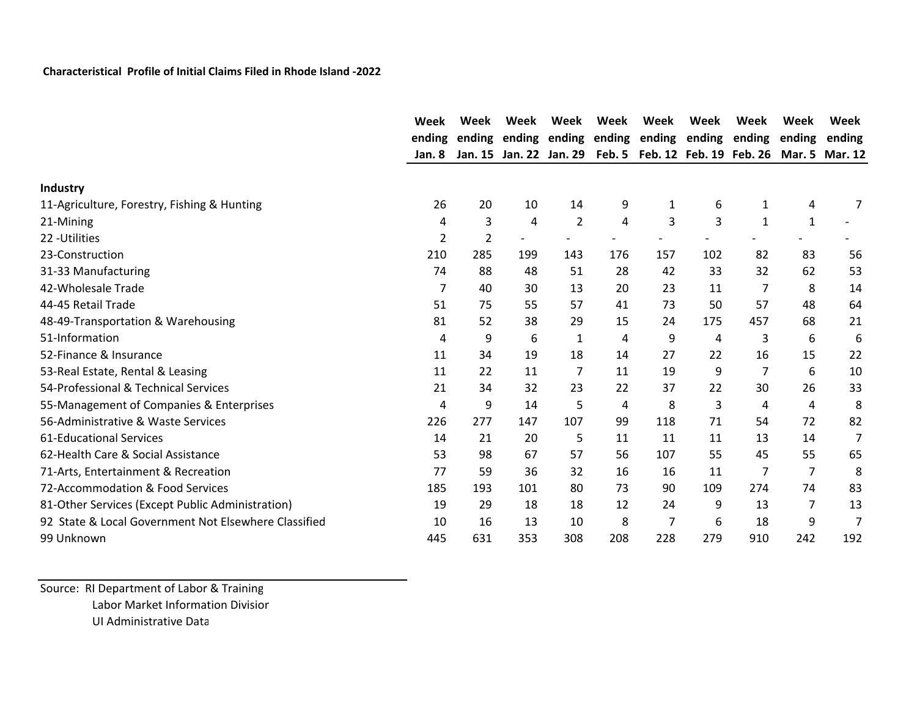**Characteristical Profile of Initial Claims Filed in Rhode Island -2022**

| | Week ending Jan. 8 | Week ending Jan. 15 | Week ending Jan. 22 | Week ending Jan. 29 | Week ending Feb. 5 | Week ending Feb. 12 | Week ending Feb. 19 | Week ending Feb. 26 | Week ending Mar. 5 | Week ending Mar. 12 |
|---|---|---|---|---|---|---|---|---|---|---|
| **Industry** | | | | | | | | | | |
| 11-Agriculture, Forestry, Fishing & Hunting | 26 | 20 | 10 | 14 | 9 | 1 | 6 | 1 | 4 | 7 |
| 21-Mining | 4 | 3 | 4 | 2 | 4 | 3 | 3 | 1 | 1 | - |
| 22 -Utilities | 2 | 2 | - | - | - | - | - | - | - | - |
| 23-Construction | 210 | 285 | 199 | 143 | 176 | 157 | 102 | 82 | 83 | 56 |
| 31-33 Manufacturing | 74 | 88 | 48 | 51 | 28 | 42 | 33 | 32 | 62 | 53 |
| 42-Wholesale Trade | 7 | 40 | 30 | 13 | 20 | 23 | 11 | 7 | 8 | 14 |
| 44-45 Retail Trade | 51 | 75 | 55 | 57 | 41 | 73 | 50 | 57 | 48 | 64 |
| 48-49-Transportation & Warehousing | 81 | 52 | 38 | 29 | 15 | 24 | 175 | 457 | 68 | 21 |
| 51-Information | 4 | 9 | 6 | 1 | 4 | 9 | 4 | 3 | 6 | 6 |
| 52-Finance & Insurance | 11 | 34 | 19 | 18 | 14 | 27 | 22 | 16 | 15 | 22 |
| 53-Real Estate, Rental & Leasing | 11 | 22 | 11 | 7 | 11 | 19 | 9 | 7 | 6 | 10 |
| 54-Professional & Technical Services | 21 | 34 | 32 | 23 | 22 | 37 | 22 | 30 | 26 | 33 |
| 55-Management of Companies & Enterprises | 4 | 9 | 14 | 5 | 4 | 8 | 3 | 4 | 4 | 8 |
| 56-Administrative & Waste Services | 226 | 277 | 147 | 107 | 99 | 118 | 71 | 54 | 72 | 82 |
| 61-Educational Services | 14 | 21 | 20 | 5 | 11 | 11 | 11 | 13 | 14 | 7 |
| 62-Health Care & Social Assistance | 53 | 98 | 67 | 57 | 56 | 107 | 55 | 45 | 55 | 65 |
| 71-Arts, Entertainment & Recreation | 77 | 59 | 36 | 32 | 16 | 16 | 11 | 7 | 7 | 8 |
| 72-Accommodation & Food Services | 185 | 193 | 101 | 80 | 73 | 90 | 109 | 274 | 74 | 83 |
| 81-Other Services (Except Public Administration) | 19 | 29 | 18 | 18 | 12 | 24 | 9 | 13 | 7 | 13 |
| 92 State & Local Government Not Elsewhere Classified | 10 | 16 | 13 | 10 | 8 | 7 | 6 | 18 | 9 | 7 |
| 99 Unknown | 445 | 631 | 353 | 308 | 208 | 228 | 279 | 910 | 242 | 192 |

Source: RI Department of Labor & Training
Labor Market Information Division
UI Administrative Data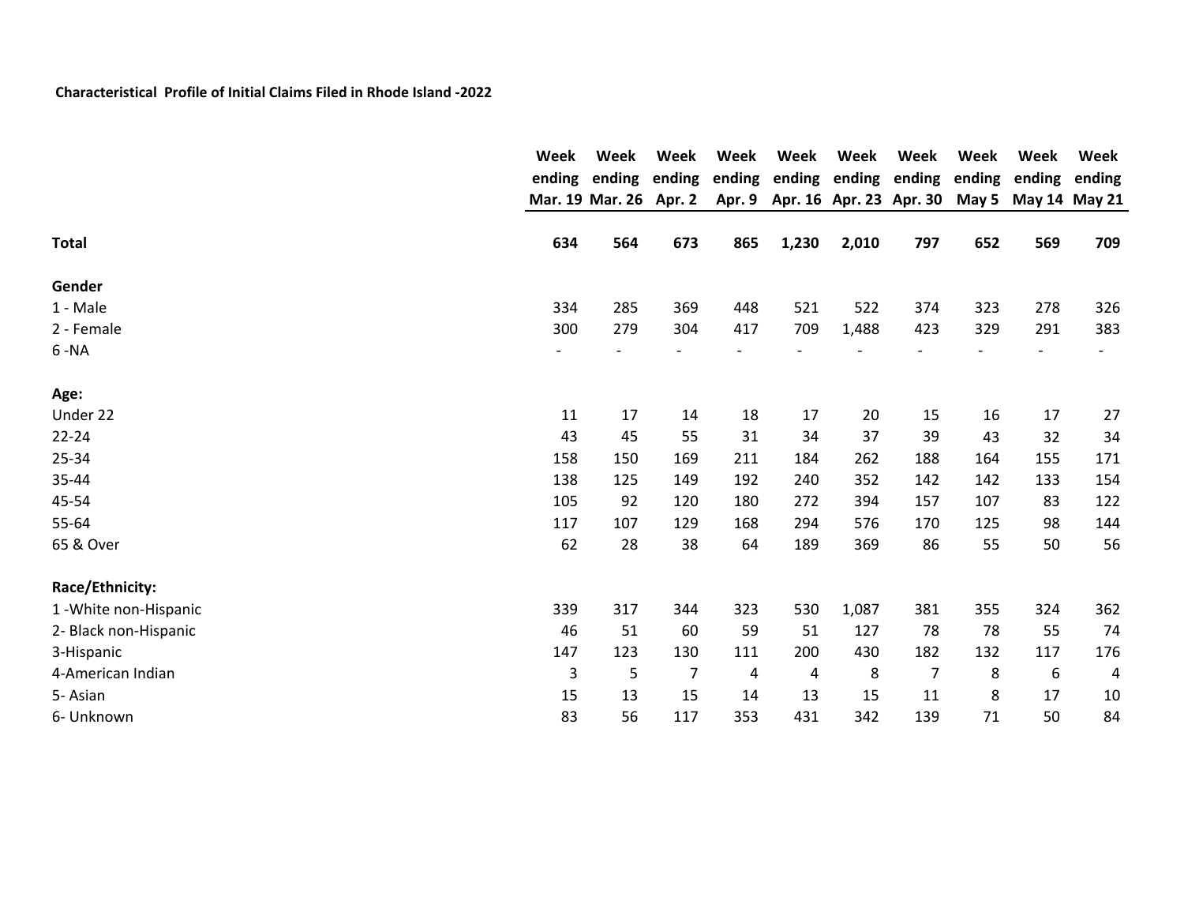**Characteristical Profile of Initial Claims Filed in Rhode Island -2022**

| | Week ending Mar. 19 | Week ending Mar. 26 | Week ending Apr. 2 | Week ending Apr. 9 | Week ending Apr. 16 | Week ending Apr. 23 | Week ending Apr. 30 | Week ending May 5 | Week ending May 14 | Week ending May 21 |
|---|---|---|---|---|---|---|---|---|---|---|
| **Total** | **634** | **564** | **673** | **865** | **1,230** | **2,010** | **797** | **652** | **569** | **709** |
| **Gender** | | | | | | | | | | |
| 1 - Male | 334 | 285 | 369 | 448 | 521 | 522 | 374 | 323 | 278 | 326 |
| 2 - Female | 300 | 279 | 304 | 417 | 709 | 1,488 | 423 | 329 | 291 | 383 |
| 6 -NA | - | - | - | - | - | - | - | - | - | - |
| **Age:** | | | | | | | | | | |
| Under 22 | 11 | 17 | 14 | 18 | 17 | 20 | 15 | 16 | 17 | 27 |
| 22-24 | 43 | 45 | 55 | 31 | 34 | 37 | 39 | 43 | 32 | 34 |
| 25-34 | 158 | 150 | 169 | 211 | 184 | 262 | 188 | 164 | 155 | 171 |
| 35-44 | 138 | 125 | 149 | 192 | 240 | 352 | 142 | 142 | 133 | 154 |
| 45-54 | 105 | 92 | 120 | 180 | 272 | 394 | 157 | 107 | 83 | 122 |
| 55-64 | 117 | 107 | 129 | 168 | 294 | 576 | 170 | 125 | 98 | 144 |
| 65 & Over | 62 | 28 | 38 | 64 | 189 | 369 | 86 | 55 | 50 | 56 |
| **Race/Ethnicity:** | | | | | | | | | | |
| 1 -White non-Hispanic | 339 | 317 | 344 | 323 | 530 | 1,087 | 381 | 355 | 324 | 362 |
| 2- Black non-Hispanic | 46 | 51 | 60 | 59 | 51 | 127 | 78 | 78 | 55 | 74 |
| 3-Hispanic | 147 | 123 | 130 | 111 | 200 | 430 | 182 | 132 | 117 | 176 |
| 4-American Indian | 3 | 5 | 7 | 4 | 4 | 8 | 7 | 8 | 6 | 4 |
| 5- Asian | 15 | 13 | 15 | 14 | 13 | 15 | 11 | 8 | 17 | 10 |
| 6- Unknown | 83 | 56 | 117 | 353 | 431 | 342 | 139 | 71 | 50 | 84 |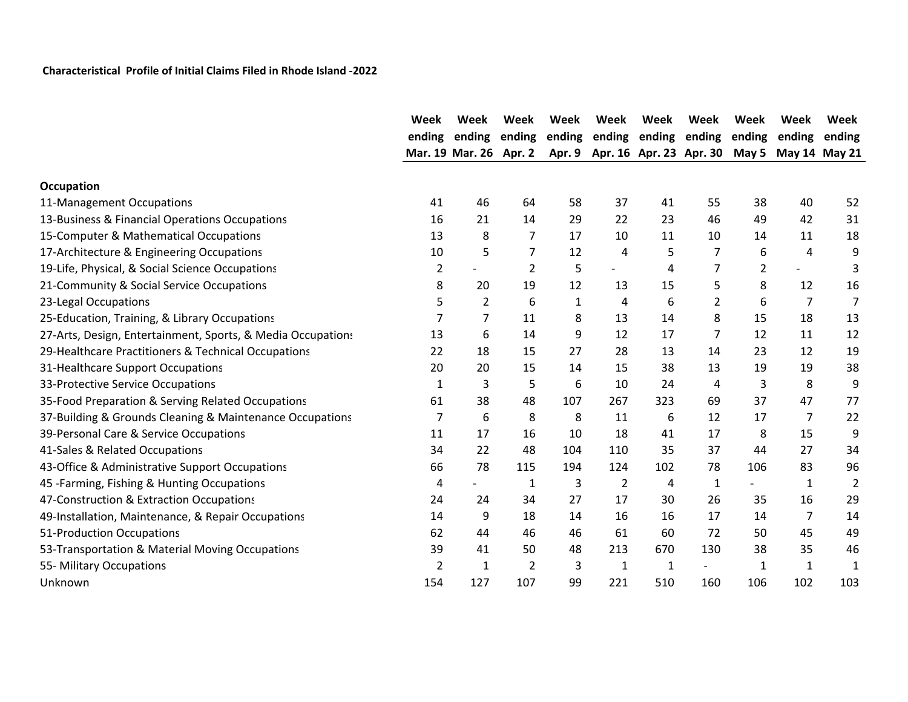**Characteristical Profile of Initial Claims Filed in Rhode Island -2022**

| | Week ending Mar. 19 | Week ending Mar. 26 | Week ending Apr. 2 | Week ending Apr. 9 | Week ending Apr. 16 | Week ending Apr. 23 | Week ending Apr. 30 | Week ending May 5 | Week ending May 14 | Week ending May 21 |
|---|---|---|---|---|---|---|---|---|---|---|
| **Occupation** | | | | | | | | | | |
| 11-Management Occupations | 41 | 46 | 64 | 58 | 37 | 41 | 55 | 38 | 40 | 52 |
| 13-Business & Financial Operations Occupations | 16 | 21 | 14 | 29 | 22 | 23 | 46 | 49 | 42 | 31 |
| 15-Computer & Mathematical Occupations | 13 | 8 | 7 | 17 | 10 | 11 | 10 | 14 | 11 | 18 |
| 17-Architecture & Engineering Occupations | 10 | 5 | 7 | 12 | 4 | 5 | 7 | 6 | 4 | 9 |
| 19-Life, Physical, & Social Science Occupations | 2 | - | 2 | 5 | - | 4 | 7 | 2 | - | 3 |
| 21-Community & Social Service Occupations | 8 | 20 | 19 | 12 | 13 | 15 | 5 | 8 | 12 | 16 |
| 23-Legal Occupations | 5 | 2 | 6 | 1 | 4 | 6 | 2 | 6 | 7 | 7 |
| 25-Education, Training, & Library Occupations | 7 | 7 | 11 | 8 | 13 | 14 | 8 | 15 | 18 | 13 |
| 27-Arts, Design, Entertainment, Sports, & Media Occupations | 13 | 6 | 14 | 9 | 12 | 17 | 7 | 12 | 11 | 12 |
| 29-Healthcare Practitioners & Technical Occupations | 22 | 18 | 15 | 27 | 28 | 13 | 14 | 23 | 12 | 19 |
| 31-Healthcare Support Occupations | 20 | 20 | 15 | 14 | 15 | 38 | 13 | 19 | 19 | 38 |
| 33-Protective Service Occupations | 1 | 3 | 5 | 6 | 10 | 24 | 4 | 3 | 8 | 9 |
| 35-Food Preparation & Serving Related Occupations | 61 | 38 | 48 | 107 | 267 | 323 | 69 | 37 | 47 | 77 |
| 37-Building & Grounds Cleaning & Maintenance Occupations | 7 | 6 | 8 | 8 | 11 | 6 | 12 | 17 | 7 | 22 |
| 39-Personal Care & Service Occupations | 11 | 17 | 16 | 10 | 18 | 41 | 17 | 8 | 15 | 9 |
| 41-Sales & Related Occupations | 34 | 22 | 48 | 104 | 110 | 35 | 37 | 44 | 27 | 34 |
| 43-Office & Administrative Support Occupations | 66 | 78 | 115 | 194 | 124 | 102 | 78 | 106 | 83 | 96 |
| 45 -Farming, Fishing & Hunting Occupations | 4 | - | 1 | 3 | 2 | 4 | 1 | - | 1 | 2 |
| 47-Construction & Extraction Occupations | 24 | 24 | 34 | 27 | 17 | 30 | 26 | 35 | 16 | 29 |
| 49-Installation, Maintenance, & Repair Occupations | 14 | 9 | 18 | 14 | 16 | 16 | 17 | 14 | 7 | 14 |
| 51-Production Occupations | 62 | 44 | 46 | 46 | 61 | 60 | 72 | 50 | 45 | 49 |
| 53-Transportation & Material Moving Occupations | 39 | 41 | 50 | 48 | 213 | 670 | 130 | 38 | 35 | 46 |
| 55- Military Occupations | 2 | 1 | 2 | 3 | 1 | 1 | - | 1 | 1 | 1 |
| Unknown | 154 | 127 | 107 | 99 | 221 | 510 | 160 | 106 | 102 | 103 |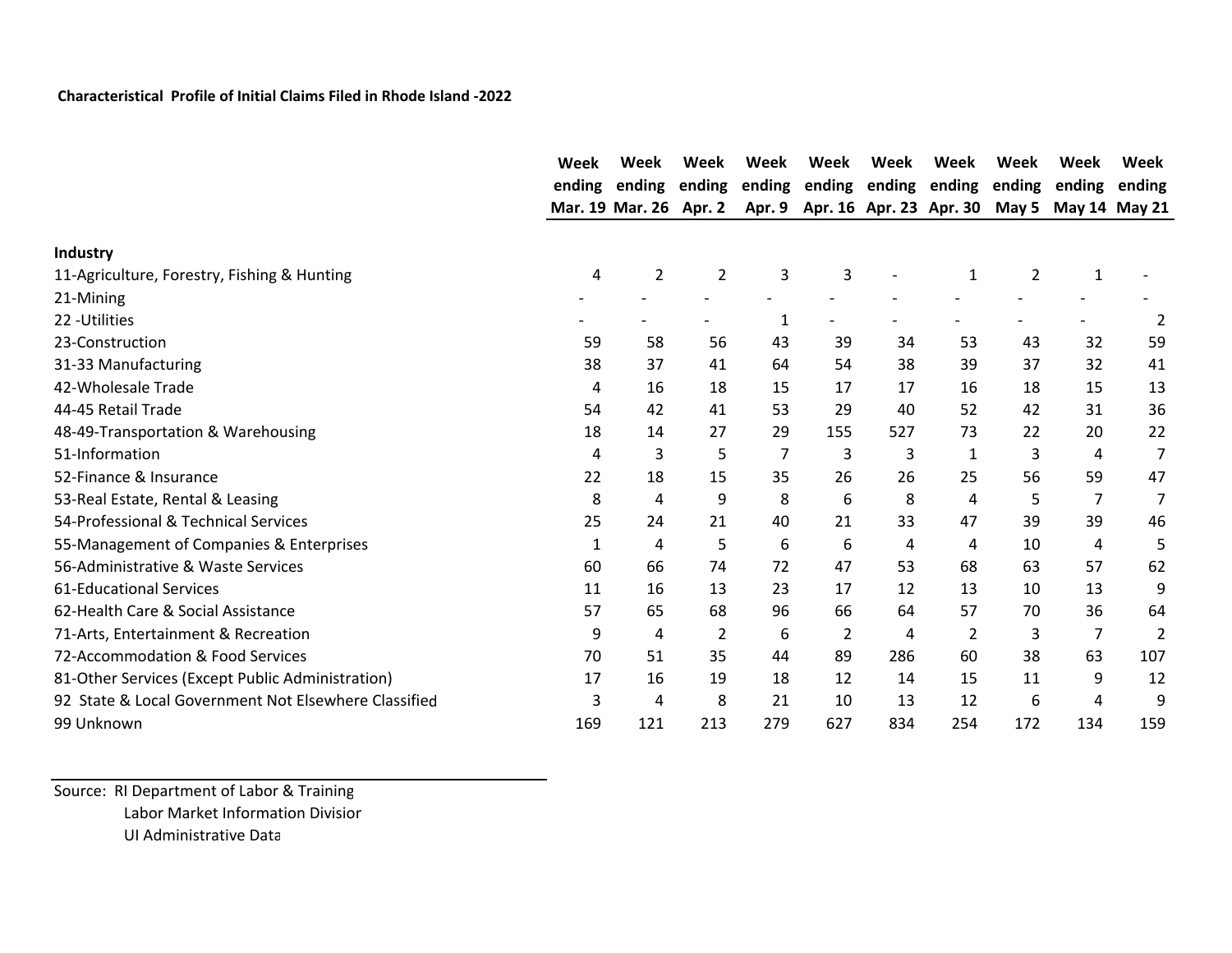**Characteristical Profile of Initial Claims Filed in Rhode Island -2022**

| | Week ending Mar. 19 | Week ending Mar. 26 | Week ending Apr. 2 | Week ending Apr. 9 | Week ending Apr. 16 | Week ending Apr. 23 | Week ending Apr. 30 | Week ending May 5 | Week ending May 14 | Week ending May 21 |
|---|---|---|---|---|---|---|---|---|---|---|
| **Industry** | | | | | | | | | | |
| 11-Agriculture, Forestry, Fishing & Hunting | 4 | 2 | 2 | 3 | 3 | - | 1 | 2 | 1 | - |
| 21-Mining | - | - | - | - | - | - | - | - | - | - |
| 22 -Utilities | - | - | - | 1 | - | - | - | - | - | 2 |
| 23-Construction | 59 | 58 | 56 | 43 | 39 | 34 | 53 | 43 | 32 | 59 |
| 31-33 Manufacturing | 38 | 37 | 41 | 64 | 54 | 38 | 39 | 37 | 32 | 41 |
| 42-Wholesale Trade | 4 | 16 | 18 | 15 | 17 | 17 | 16 | 18 | 15 | 13 |
| 44-45 Retail Trade | 54 | 42 | 41 | 53 | 29 | 40 | 52 | 42 | 31 | 36 |
| 48-49-Transportation & Warehousing | 18 | 14 | 27 | 29 | 155 | 527 | 73 | 22 | 20 | 22 |
| 51-Information | 4 | 3 | 5 | 7 | 3 | 3 | 1 | 3 | 4 | 7 |
| 52-Finance & Insurance | 22 | 18 | 15 | 35 | 26 | 26 | 25 | 56 | 59 | 47 |
| 53-Real Estate, Rental & Leasing | 8 | 4 | 9 | 8 | 6 | 8 | 4 | 5 | 7 | 7 |
| 54-Professional & Technical Services | 25 | 24 | 21 | 40 | 21 | 33 | 47 | 39 | 39 | 46 |
| 55-Management of Companies & Enterprises | 1 | 4 | 5 | 6 | 6 | 4 | 4 | 10 | 4 | 5 |
| 56-Administrative & Waste Services | 60 | 66 | 74 | 72 | 47 | 53 | 68 | 63 | 57 | 62 |
| 61-Educational Services | 11 | 16 | 13 | 23 | 17 | 12 | 13 | 10 | 13 | 9 |
| 62-Health Care & Social Assistance | 57 | 65 | 68 | 96 | 66 | 64 | 57 | 70 | 36 | 64 |
| 71-Arts, Entertainment & Recreation | 9 | 4 | 2 | 6 | 2 | 4 | 2 | 3 | 7 | 2 |
| 72-Accommodation & Food Services | 70 | 51 | 35 | 44 | 89 | 286 | 60 | 38 | 63 | 107 |
| 81-Other Services (Except Public Administration) | 17 | 16 | 19 | 18 | 12 | 14 | 15 | 11 | 9 | 12 |
| 92 State & Local Government Not Elsewhere Classified | 3 | 4 | 8 | 21 | 10 | 13 | 12 | 6 | 4 | 9 |
| 99 Unknown | 169 | 121 | 213 | 279 | 627 | 834 | 254 | 172 | 134 | 159 |

Source: RI Department of Labor & Training
Labor Market Information Division
UI Administrative Data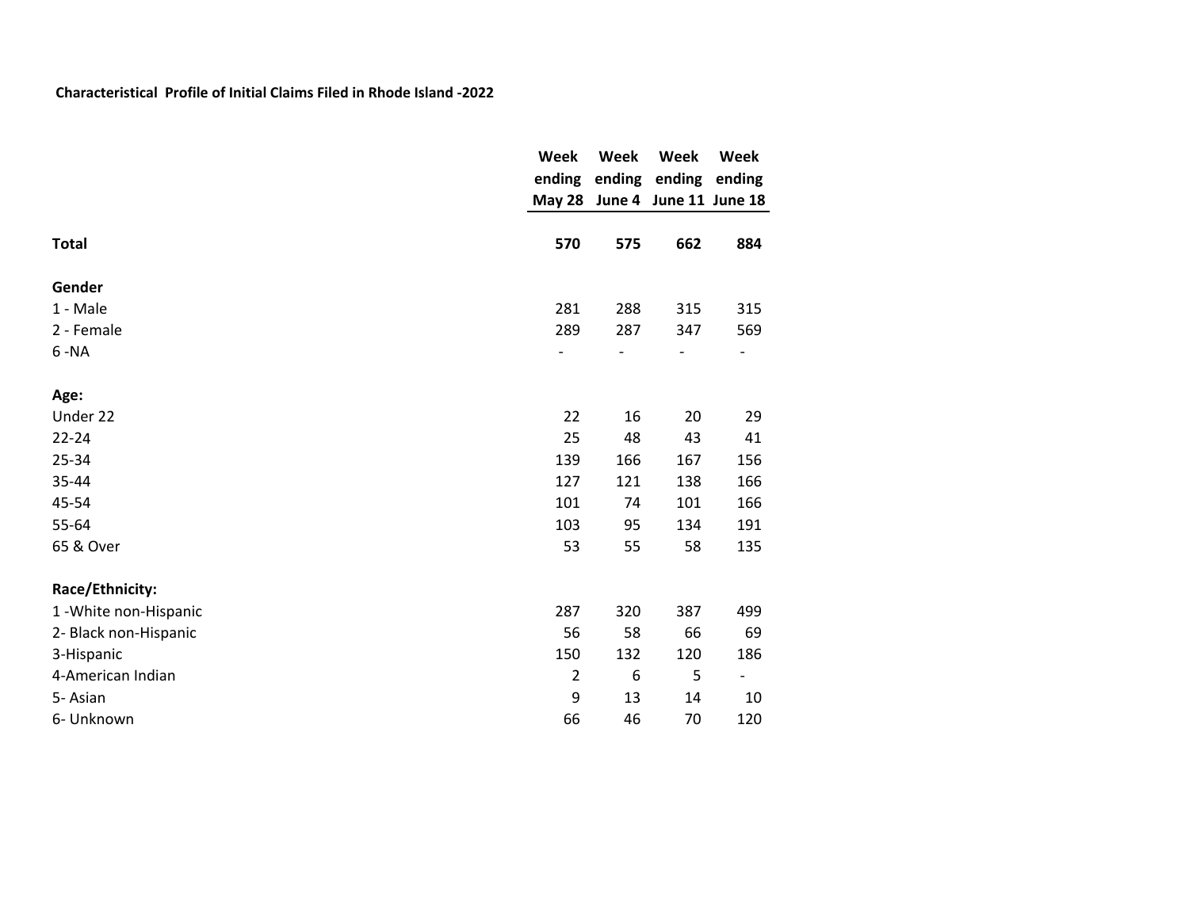**Characteristical Profile of Initial Claims Filed in Rhode Island -2022**

| | Week ending May 28 | Week ending June 4 | Week ending June 11 | Week ending June 18 |
|---|---|---|---|---|
| **Total** | **570** | **575** | **662** | **884** |
| **Gender** | | | | |
| 1 - Male | 281 | 288 | 315 | 315 |
| 2 - Female | 289 | 287 | 347 | 569 |
| 6 -NA | - | - | - | - |
| **Age:** | | | | |
| Under 22 | 22 | 16 | 20 | 29 |
| 22-24 | 25 | 48 | 43 | 41 |
| 25-34 | 139 | 166 | 167 | 156 |
| 35-44 | 127 | 121 | 138 | 166 |
| 45-54 | 101 | 74 | 101 | 166 |
| 55-64 | 103 | 95 | 134 | 191 |
| 65 & Over | 53 | 55 | 58 | 135 |
| **Race/Ethnicity:** | | | | |
| 1 -White non-Hispanic | 287 | 320 | 387 | 499 |
| 2- Black non-Hispanic | 56 | 58 | 66 | 69 |
| 3-Hispanic | 150 | 132 | 120 | 186 |
| 4-American Indian | 2 | 6 | 5 | - |
| 5- Asian | 9 | 13 | 14 | 10 |
| 6- Unknown | 66 | 46 | 70 | 120 |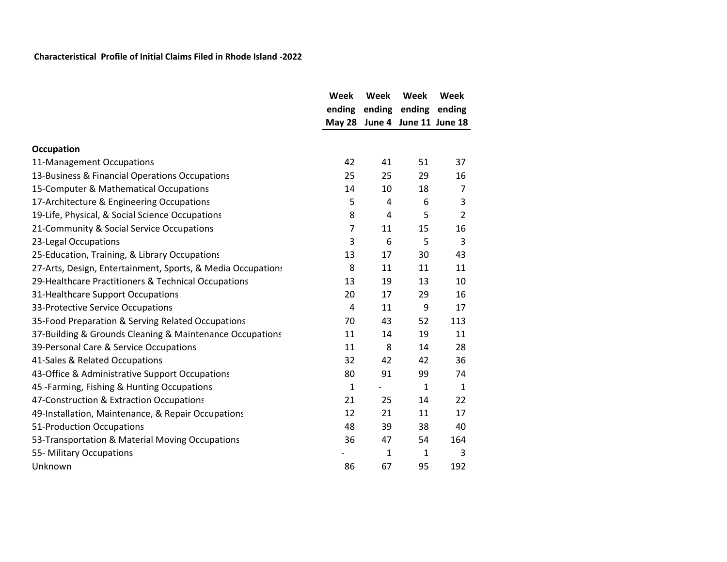**Characteristical Profile of Initial Claims Filed in Rhode Island -2022**

| | Week ending May 28 | Week ending June 4 | Week ending June 11 | Week ending June 18 |
|---|---|---|---|---|
| **Occupation** | | | | |
| 11-Management Occupations | 42 | 41 | 51 | 37 |
| 13-Business & Financial Operations Occupations | 25 | 25 | 29 | 16 |
| 15-Computer & Mathematical Occupations | 14 | 10 | 18 | 7 |
| 17-Architecture & Engineering Occupations | 5 | 4 | 6 | 3 |
| 19-Life, Physical, & Social Science Occupations | 8 | 4 | 5 | 2 |
| 21-Community & Social Service Occupations | 7 | 11 | 15 | 16 |
| 23-Legal Occupations | 3 | 6 | 5 | 3 |
| 25-Education, Training, & Library Occupations | 13 | 17 | 30 | 43 |
| 27-Arts, Design, Entertainment, Sports, & Media Occupations | 8 | 11 | 11 | 11 |
| 29-Healthcare Practitioners & Technical Occupations | 13 | 19 | 13 | 10 |
| 31-Healthcare Support Occupations | 20 | 17 | 29 | 16 |
| 33-Protective Service Occupations | 4 | 11 | 9 | 17 |
| 35-Food Preparation & Serving Related Occupations | 70 | 43 | 52 | 113 |
| 37-Building & Grounds Cleaning & Maintenance Occupations | 11 | 14 | 19 | 11 |
| 39-Personal Care & Service Occupations | 11 | 8 | 14 | 28 |
| 41-Sales & Related Occupations | 32 | 42 | 42 | 36 |
| 43-Office & Administrative Support Occupations | 80 | 91 | 99 | 74 |
| 45 -Farming, Fishing & Hunting Occupations | 1 | - | 1 | 1 |
| 47-Construction & Extraction Occupations | 21 | 25 | 14 | 22 |
| 49-Installation, Maintenance, & Repair Occupations | 12 | 21 | 11 | 17 |
| 51-Production Occupations | 48 | 39 | 38 | 40 |
| 53-Transportation & Material Moving Occupations | 36 | 47 | 54 | 164 |
| 55- Military Occupations | - | 1 | 1 | 3 |
| Unknown | 86 | 67 | 95 | 192 |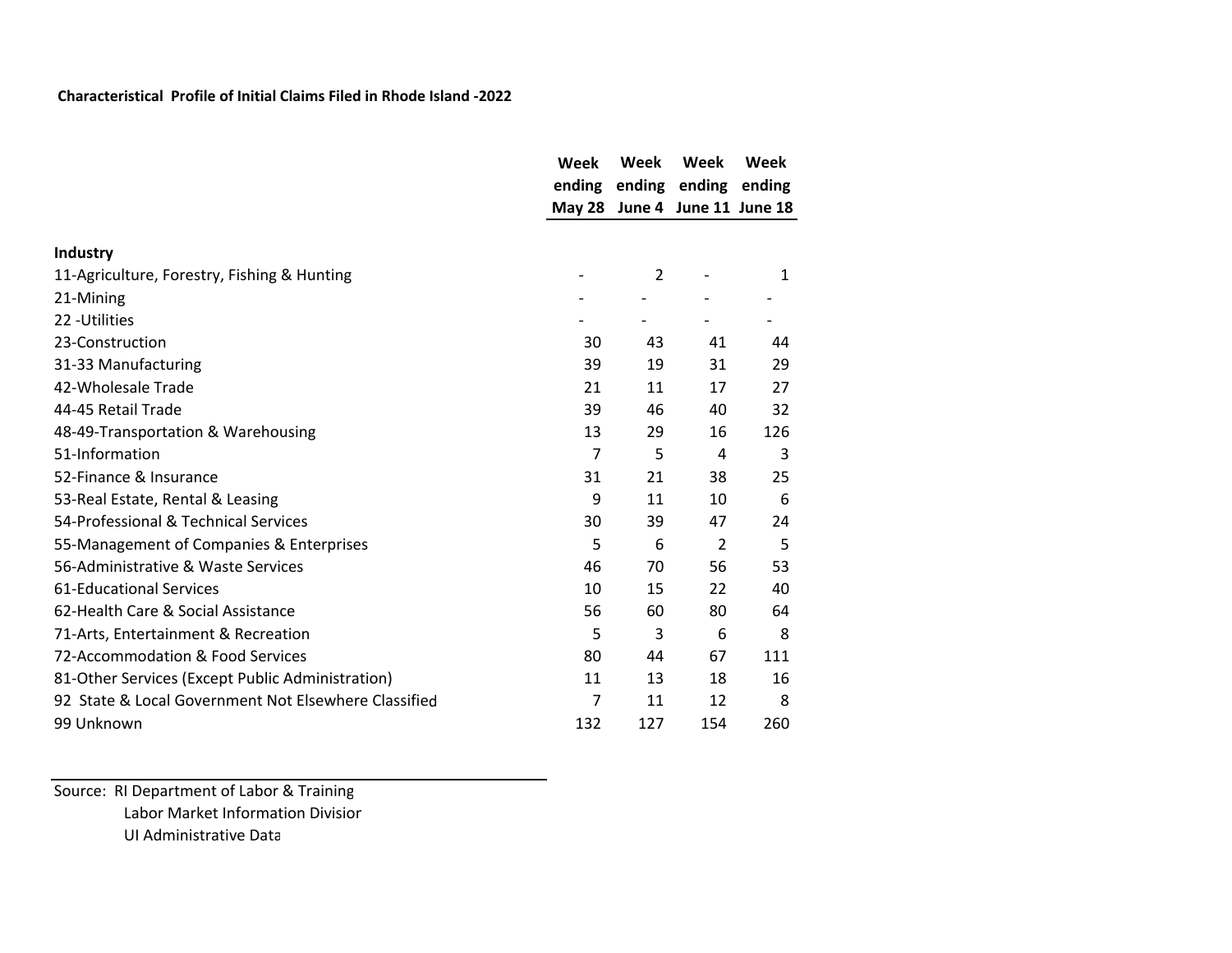**Characteristical Profile of Initial Claims Filed in Rhode Island -2022**

| | Week ending May 28 | Week ending June 4 | Week ending June 11 | Week ending June 18 |
|---|---|---|---|---|
| **Industry** | | | | |
| 11-Agriculture, Forestry, Fishing & Hunting | - | 2 | - | 1 |
| 21-Mining | - | - | - | - |
| 22 -Utilities | - | - | - | - |
| 23-Construction | 30 | 43 | 41 | 44 |
| 31-33 Manufacturing | 39 | 19 | 31 | 29 |
| 42-Wholesale Trade | 21 | 11 | 17 | 27 |
| 44-45 Retail Trade | 39 | 46 | 40 | 32 |
| 48-49-Transportation & Warehousing | 13 | 29 | 16 | 126 |
| 51-Information | 7 | 5 | 4 | 3 |
| 52-Finance & Insurance | 31 | 21 | 38 | 25 |
| 53-Real Estate, Rental & Leasing | 9 | 11 | 10 | 6 |
| 54-Professional & Technical Services | 30 | 39 | 47 | 24 |
| 55-Management of Companies & Enterprises | 5 | 6 | 2 | 5 |
| 56-Administrative & Waste Services | 46 | 70 | 56 | 53 |
| 61-Educational Services | 10 | 15 | 22 | 40 |
| 62-Health Care & Social Assistance | 56 | 60 | 80 | 64 |
| 71-Arts, Entertainment & Recreation | 5 | 3 | 6 | 8 |
| 72-Accommodation & Food Services | 80 | 44 | 67 | 111 |
| 81-Other Services (Except Public Administration) | 11 | 13 | 18 | 16 |
| 92 State & Local Government Not Elsewhere Classified | 7 | 11 | 12 | 8 |
| 99 Unknown | 132 | 127 | 154 | 260 |

Source: RI Department of Labor & Training
Labor Market Information Division
UI Administrative Data